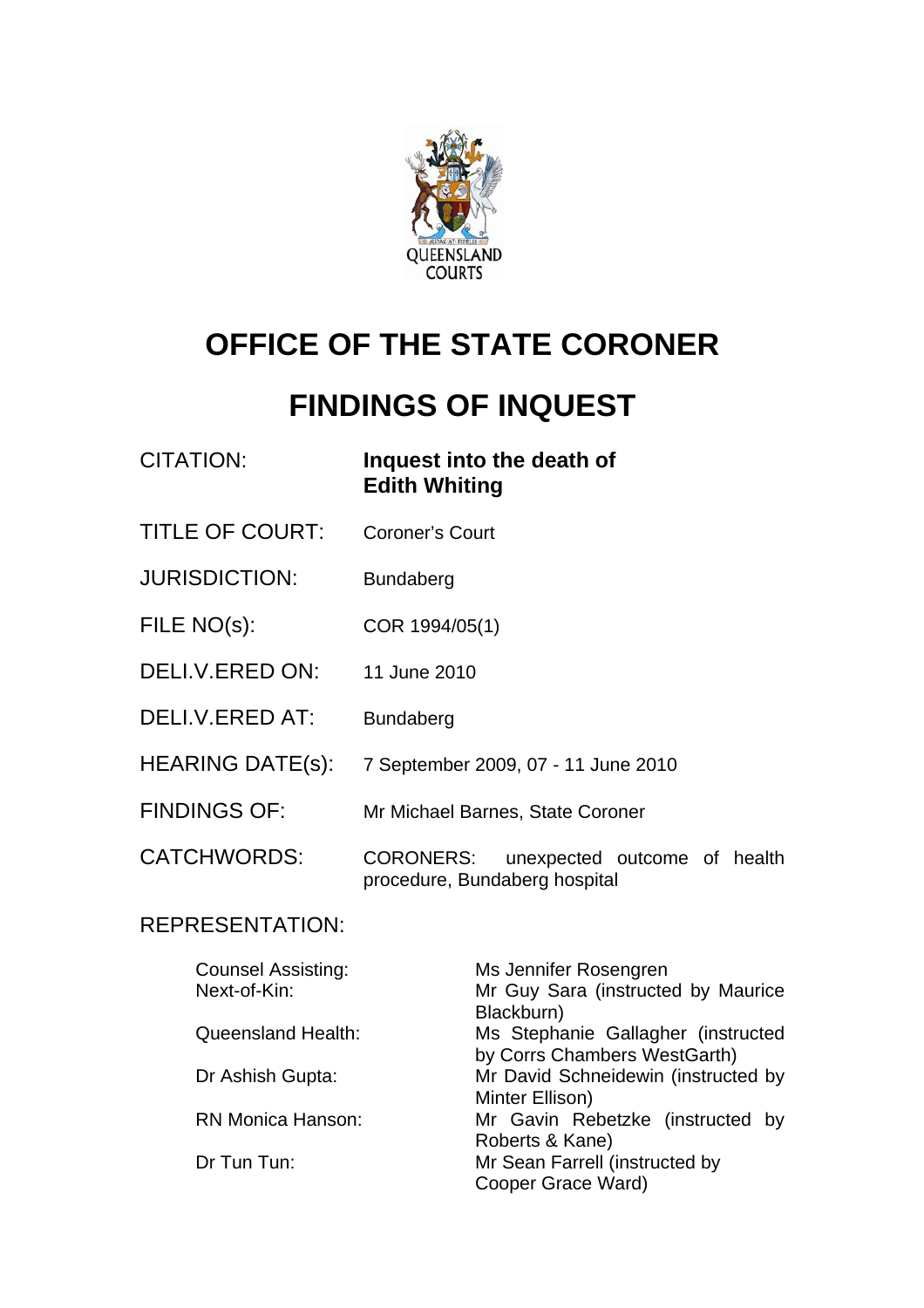QUEENSLAND COURTS

# OFFICE OF THE STATE CORONER

# FINDINGS OF INQUEST

| | |
|---|---|
| CITATION: | **Inquest into the death of Edith Whiting** |
| TITLE OF COURT: | Coroner's Court |
| JURISDICTION: | Bundaberg |
| FILE NO(s): | COR 1994/05(1) |
| DELI.V.ERED ON: | 11 June 2010 |
| DELI.V.ERED AT: | Bundaberg |
| HEARING DATE(s): | 7 September 2009, 07 - 11 June 2010 |
| FINDINGS OF: | Mr Michael Barnes, State Coroner |
| CATCHWORDS: | CORONERS: unexpected outcome of health procedure, Bundaberg hospital |

REPRESENTATION:

| | |
|---|---|
| Counsel Assisting: | Ms Jennifer Rosengren |
| Next-of-Kin: | Mr Guy Sara (instructed by Maurice Blackburn) |
| Queensland Health: | Ms Stephanie Gallagher (instructed by Corrs Chambers WestGarth) |
| Dr Ashish Gupta: | Mr David Schneidewin (instructed by Minter Ellison) |
| RN Monica Hanson: | Mr Gavin Rebetzke (instructed by Roberts & Kane) |
| Dr Tun Tun: | Mr Sean Farrell (instructed by Cooper Grace Ward) |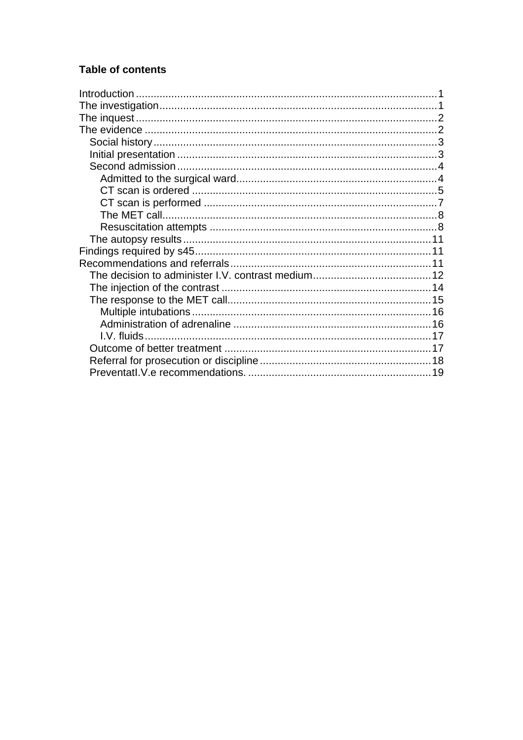**Table of contents**

- Introduction ..................................................................................................1
- The investigation..........................................................................................1
- The inquest ...................................................................................................2
- The evidence .................................................................................................2
  - Social history...........................................................................................3
  - Initial presentation ...................................................................................3
  - Second admission ....................................................................................4
    - Admitted to the surgical ward...............................................................4
    - CT scan is ordered ...............................................................................5
    - CT scan is performed ...........................................................................7
    - The MET call........................................................................................8
    - Resuscitation attempts .........................................................................8
  - The autopsy results ................................................................................11
- Findings required by s45............................................................................11
- Recommendations and referrals ................................................................11
  - The decision to administer I.V. contrast medium.....................................12
  - The injection of the contrast ...................................................................14
  - The response to the MET call.................................................................15
    - Multiple intubations .............................................................................16
    - Administration of adrenaline ................................................................16
    - I.V. fluids.............................................................................................17
  - Outcome of better treatment ...................................................................17
  - Referral for prosecution or discipline .......................................................18
  - PreventatI.V.e recommendations. ...........................................................19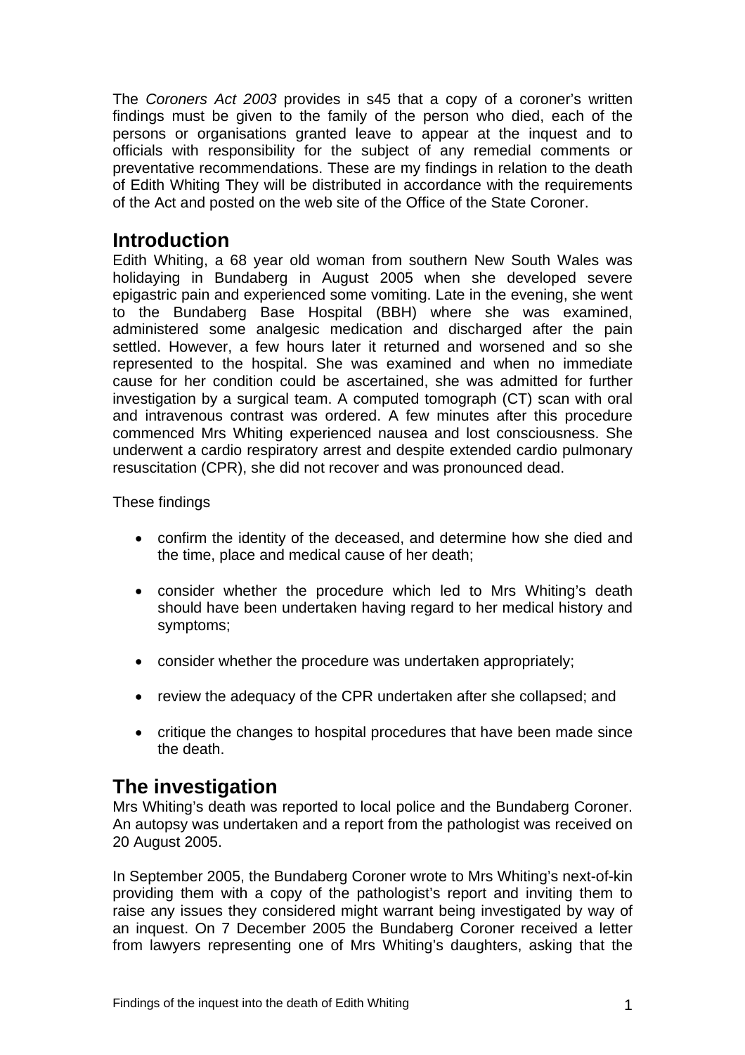The *Coroners Act 2003* provides in s45 that a copy of a coroner's written findings must be given to the family of the person who died, each of the persons or organisations granted leave to appear at the inquest and to officials with responsibility for the subject of any remedial comments or preventative recommendations. These are my findings in relation to the death of Edith Whiting They will be distributed in accordance with the requirements of the Act and posted on the web site of the Office of the State Coroner.

## Introduction

Edith Whiting, a 68 year old woman from southern New South Wales was holidaying in Bundaberg in August 2005 when she developed severe epigastric pain and experienced some vomiting. Late in the evening, she went to the Bundaberg Base Hospital (BBH) where she was examined, administered some analgesic medication and discharged after the pain settled. However, a few hours later it returned and worsened and so she represented to the hospital. She was examined and when no immediate cause for her condition could be ascertained, she was admitted for further investigation by a surgical team. A computed tomograph (CT) scan with oral and intravenous contrast was ordered. A few minutes after this procedure commenced Mrs Whiting experienced nausea and lost consciousness. She underwent a cardio respiratory arrest and despite extended cardio pulmonary resuscitation (CPR), she did not recover and was pronounced dead.

These findings

- confirm the identity of the deceased, and determine how she died and the time, place and medical cause of her death;
- consider whether the procedure which led to Mrs Whiting's death should have been undertaken having regard to her medical history and symptoms;
- consider whether the procedure was undertaken appropriately;
- review the adequacy of the CPR undertaken after she collapsed; and
- critique the changes to hospital procedures that have been made since the death.

## The investigation

Mrs Whiting's death was reported to local police and the Bundaberg Coroner. An autopsy was undertaken and a report from the pathologist was received on 20 August 2005.

In September 2005, the Bundaberg Coroner wrote to Mrs Whiting's next-of-kin providing them with a copy of the pathologist's report and inviting them to raise any issues they considered might warrant being investigated by way of an inquest. On 7 December 2005 the Bundaberg Coroner received a letter from lawyers representing one of Mrs Whiting's daughters, asking that the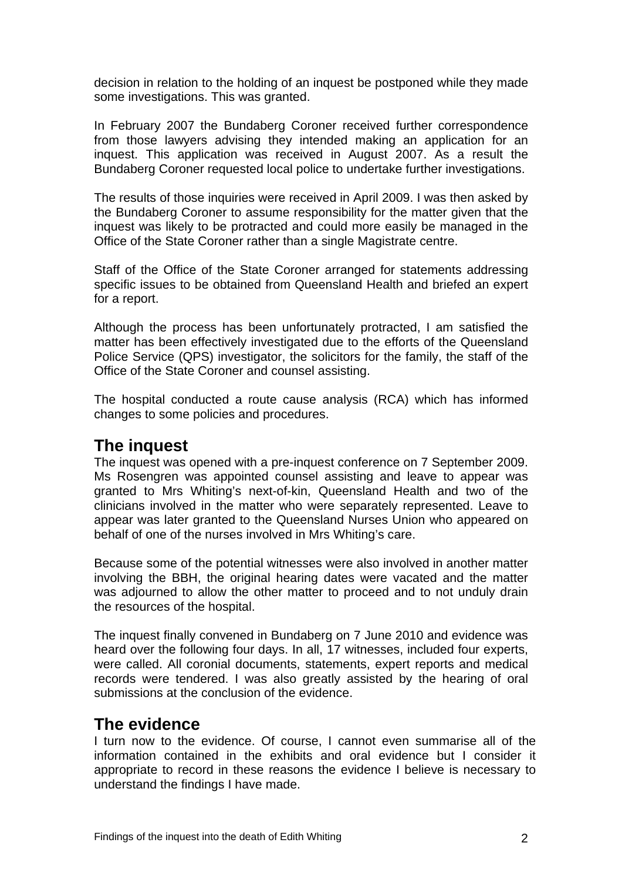decision in relation to the holding of an inquest be postponed while they made some investigations. This was granted.

In February 2007 the Bundaberg Coroner received further correspondence from those lawyers advising they intended making an application for an inquest. This application was received in August 2007. As a result the Bundaberg Coroner requested local police to undertake further investigations.

The results of those inquiries were received in April 2009. I was then asked by the Bundaberg Coroner to assume responsibility for the matter given that the inquest was likely to be protracted and could more easily be managed in the Office of the State Coroner rather than a single Magistrate centre.

Staff of the Office of the State Coroner arranged for statements addressing specific issues to be obtained from Queensland Health and briefed an expert for a report.

Although the process has been unfortunately protracted, I am satisfied the matter has been effectively investigated due to the efforts of the Queensland Police Service (QPS) investigator, the solicitors for the family, the staff of the Office of the State Coroner and counsel assisting.

The hospital conducted a route cause analysis (RCA) which has informed changes to some policies and procedures.

## The inquest

The inquest was opened with a pre-inquest conference on 7 September 2009. Ms Rosengren was appointed counsel assisting and leave to appear was granted to Mrs Whiting's next-of-kin, Queensland Health and two of the clinicians involved in the matter who were separately represented. Leave to appear was later granted to the Queensland Nurses Union who appeared on behalf of one of the nurses involved in Mrs Whiting's care.

Because some of the potential witnesses were also involved in another matter involving the BBH, the original hearing dates were vacated and the matter was adjourned to allow the other matter to proceed and to not unduly drain the resources of the hospital.

The inquest finally convened in Bundaberg on 7 June 2010 and evidence was heard over the following four days. In all, 17 witnesses, included four experts, were called. All coronial documents, statements, expert reports and medical records were tendered. I was also greatly assisted by the hearing of oral submissions at the conclusion of the evidence.

## The evidence

I turn now to the evidence. Of course, I cannot even summarise all of the information contained in the exhibits and oral evidence but I consider it appropriate to record in these reasons the evidence I believe is necessary to understand the findings I have made.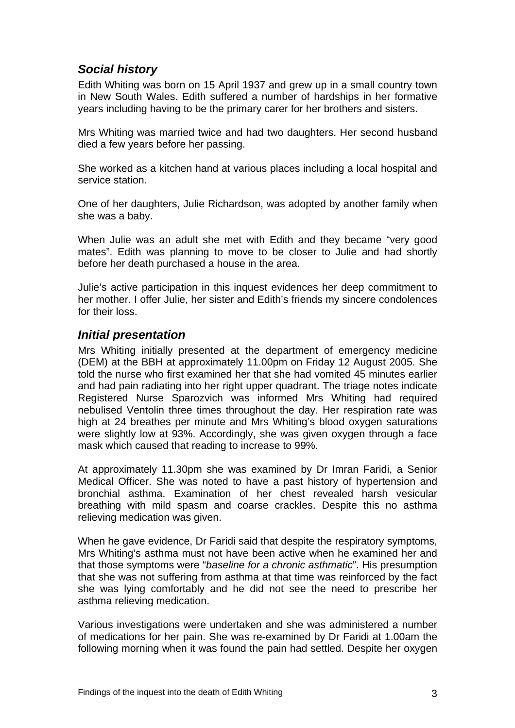## *Social history*

Edith Whiting was born on 15 April 1937 and grew up in a small country town in New South Wales. Edith suffered a number of hardships in her formative years including having to be the primary carer for her brothers and sisters.

Mrs Whiting was married twice and had two daughters. Her second husband died a few years before her passing.

She worked as a kitchen hand at various places including a local hospital and service station.

One of her daughters, Julie Richardson, was adopted by another family when she was a baby.

When Julie was an adult she met with Edith and they became "very good mates". Edith was planning to move to be closer to Julie and had shortly before her death purchased a house in the area.

Julie's active participation in this inquest evidences her deep commitment to her mother. I offer Julie, her sister and Edith's friends my sincere condolences for their loss.

## *Initial presentation*

Mrs Whiting initially presented at the department of emergency medicine (DEM) at the BBH at approximately 11.00pm on Friday 12 August 2005. She told the nurse who first examined her that she had vomited 45 minutes earlier and had pain radiating into her right upper quadrant. The triage notes indicate Registered Nurse Sparozvich was informed Mrs Whiting had required nebulised Ventolin three times throughout the day. Her respiration rate was high at 24 breathes per minute and Mrs Whiting's blood oxygen saturations were slightly low at 93%. Accordingly, she was given oxygen through a face mask which caused that reading to increase to 99%.

At approximately 11.30pm she was examined by Dr Imran Faridi, a Senior Medical Officer. She was noted to have a past history of hypertension and bronchial asthma. Examination of her chest revealed harsh vesicular breathing with mild spasm and coarse crackles. Despite this no asthma relieving medication was given.

When he gave evidence, Dr Faridi said that despite the respiratory symptoms, Mrs Whiting's asthma must not have been active when he examined her and that those symptoms were "*baseline for a chronic asthmatic*". His presumption that she was not suffering from asthma at that time was reinforced by the fact she was lying comfortably and he did not see the need to prescribe her asthma relieving medication.

Various investigations were undertaken and she was administered a number of medications for her pain. She was re-examined by Dr Faridi at 1.00am the following morning when it was found the pain had settled. Despite her oxygen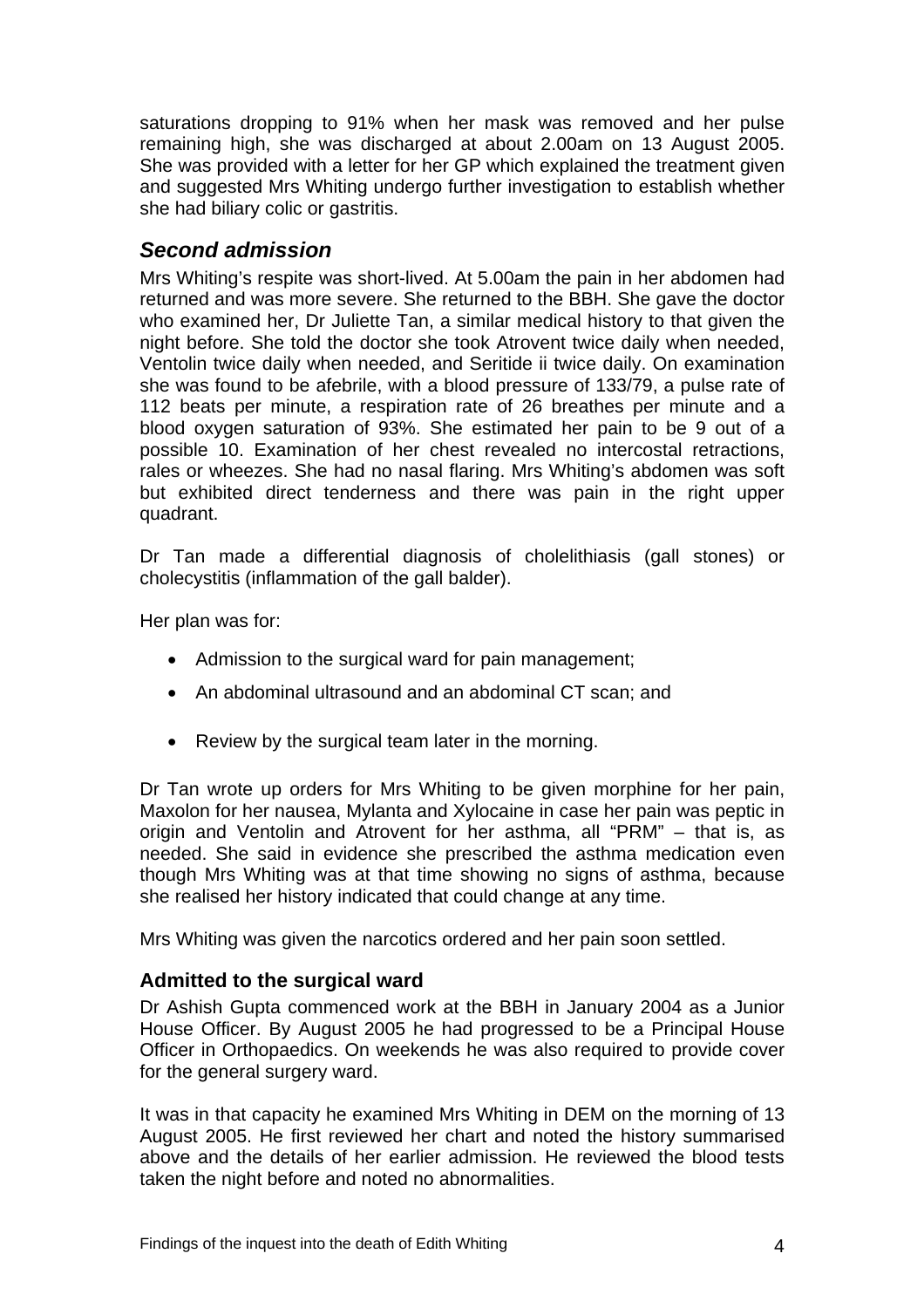saturations dropping to 91% when her mask was removed and her pulse remaining high, she was discharged at about 2.00am on 13 August 2005. She was provided with a letter for her GP which explained the treatment given and suggested Mrs Whiting undergo further investigation to establish whether she had biliary colic or gastritis.

## *Second admission*

Mrs Whiting's respite was short-lived. At 5.00am the pain in her abdomen had returned and was more severe. She returned to the BBH. She gave the doctor who examined her, Dr Juliette Tan, a similar medical history to that given the night before. She told the doctor she took Atrovent twice daily when needed, Ventolin twice daily when needed, and Seritide ii twice daily. On examination she was found to be afebrile, with a blood pressure of 133/79, a pulse rate of 112 beats per minute, a respiration rate of 26 breathes per minute and a blood oxygen saturation of 93%. She estimated her pain to be 9 out of a possible 10. Examination of her chest revealed no intercostal retractions, rales or wheezes. She had no nasal flaring. Mrs Whiting's abdomen was soft but exhibited direct tenderness and there was pain in the right upper quadrant.

Dr Tan made a differential diagnosis of cholelithiasis (gall stones) or cholecystitis (inflammation of the gall balder).

Her plan was for:

- Admission to the surgical ward for pain management;
- An abdominal ultrasound and an abdominal CT scan; and
- Review by the surgical team later in the morning.

Dr Tan wrote up orders for Mrs Whiting to be given morphine for her pain, Maxolon for her nausea, Mylanta and Xylocaine in case her pain was peptic in origin and Ventolin and Atrovent for her asthma, all "PRM" – that is, as needed. She said in evidence she prescribed the asthma medication even though Mrs Whiting was at that time showing no signs of asthma, because she realised her history indicated that could change at any time.

Mrs Whiting was given the narcotics ordered and her pain soon settled.

### Admitted to the surgical ward

Dr Ashish Gupta commenced work at the BBH in January 2004 as a Junior House Officer. By August 2005 he had progressed to be a Principal House Officer in Orthopaedics. On weekends he was also required to provide cover for the general surgery ward.

It was in that capacity he examined Mrs Whiting in DEM on the morning of 13 August 2005. He first reviewed her chart and noted the history summarised above and the details of her earlier admission. He reviewed the blood tests taken the night before and noted no abnormalities.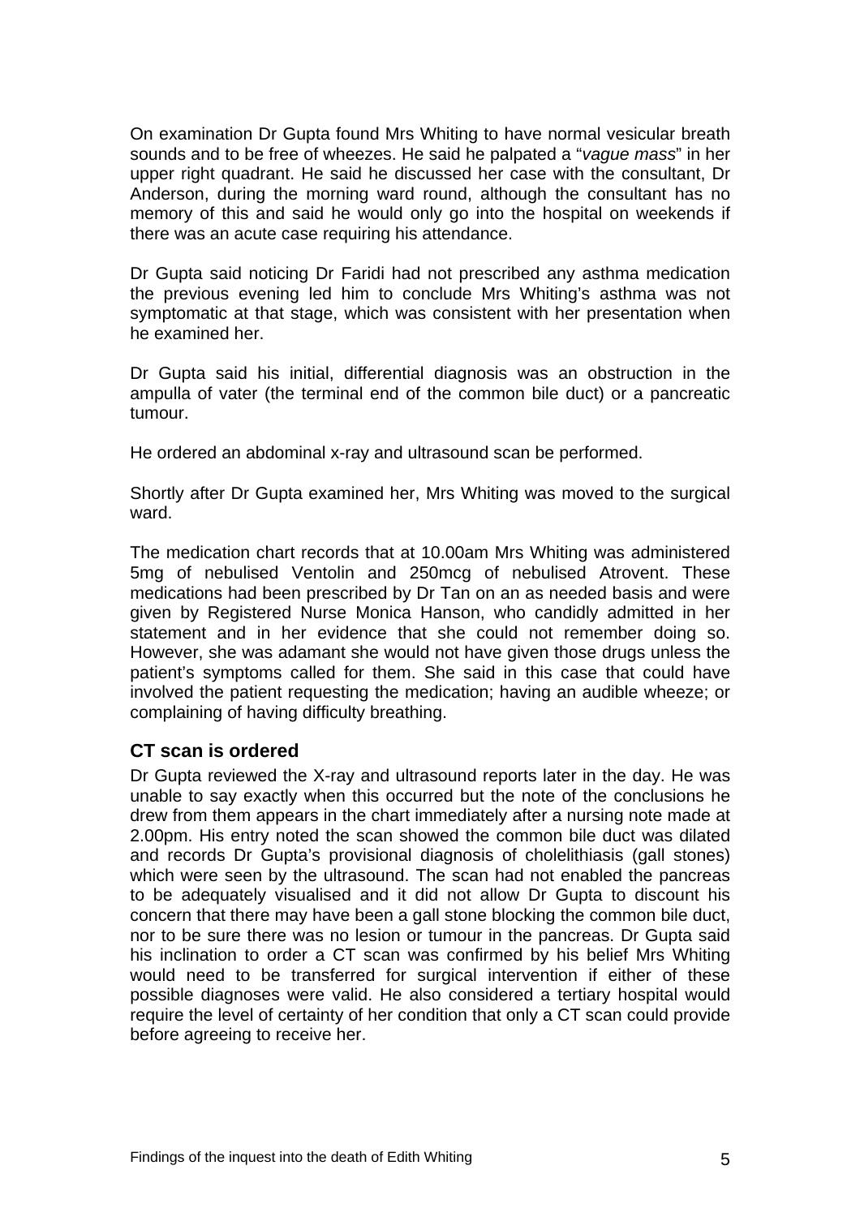On examination Dr Gupta found Mrs Whiting to have normal vesicular breath sounds and to be free of wheezes. He said he palpated a "*vague mass*" in her upper right quadrant. He said he discussed her case with the consultant, Dr Anderson, during the morning ward round, although the consultant has no memory of this and said he would only go into the hospital on weekends if there was an acute case requiring his attendance.

Dr Gupta said noticing Dr Faridi had not prescribed any asthma medication the previous evening led him to conclude Mrs Whiting's asthma was not symptomatic at that stage, which was consistent with her presentation when he examined her.

Dr Gupta said his initial, differential diagnosis was an obstruction in the ampulla of vater (the terminal end of the common bile duct) or a pancreatic tumour.

He ordered an abdominal x-ray and ultrasound scan be performed.

Shortly after Dr Gupta examined her, Mrs Whiting was moved to the surgical ward.

The medication chart records that at 10.00am Mrs Whiting was administered 5mg of nebulised Ventolin and 250mcg of nebulised Atrovent. These medications had been prescribed by Dr Tan on an as needed basis and were given by Registered Nurse Monica Hanson, who candidly admitted in her statement and in her evidence that she could not remember doing so. However, she was adamant she would not have given those drugs unless the patient's symptoms called for them. She said in this case that could have involved the patient requesting the medication; having an audible wheeze; or complaining of having difficulty breathing.

### CT scan is ordered

Dr Gupta reviewed the X-ray and ultrasound reports later in the day. He was unable to say exactly when this occurred but the note of the conclusions he drew from them appears in the chart immediately after a nursing note made at 2.00pm. His entry noted the scan showed the common bile duct was dilated and records Dr Gupta's provisional diagnosis of cholelithiasis (gall stones) which were seen by the ultrasound. The scan had not enabled the pancreas to be adequately visualised and it did not allow Dr Gupta to discount his concern that there may have been a gall stone blocking the common bile duct, nor to be sure there was no lesion or tumour in the pancreas. Dr Gupta said his inclination to order a CT scan was confirmed by his belief Mrs Whiting would need to be transferred for surgical intervention if either of these possible diagnoses were valid. He also considered a tertiary hospital would require the level of certainty of her condition that only a CT scan could provide before agreeing to receive her.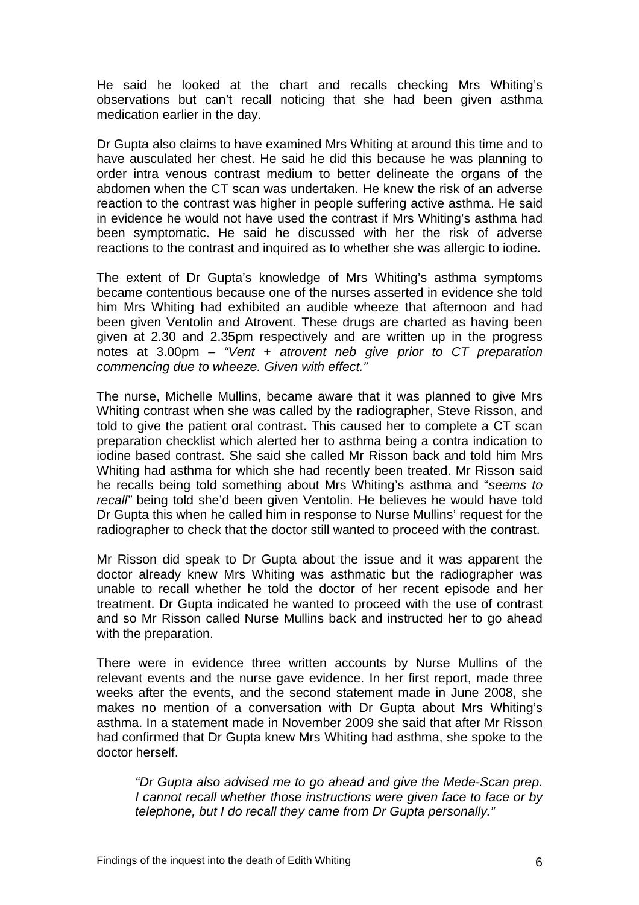He said he looked at the chart and recalls checking Mrs Whiting's observations but can't recall noticing that she had been given asthma medication earlier in the day.

Dr Gupta also claims to have examined Mrs Whiting at around this time and to have ausculated her chest. He said he did this because he was planning to order intra venous contrast medium to better delineate the organs of the abdomen when the CT scan was undertaken. He knew the risk of an adverse reaction to the contrast was higher in people suffering active asthma. He said in evidence he would not have used the contrast if Mrs Whiting's asthma had been symptomatic. He said he discussed with her the risk of adverse reactions to the contrast and inquired as to whether she was allergic to iodine.

The extent of Dr Gupta's knowledge of Mrs Whiting's asthma symptoms became contentious because one of the nurses asserted in evidence she told him Mrs Whiting had exhibited an audible wheeze that afternoon and had been given Ventolin and Atrovent. These drugs are charted as having been given at 2.30 and 2.35pm respectively and are written up in the progress notes at 3.00pm – *"Vent + atrovent neb give prior to CT preparation commencing due to wheeze. Given with effect."*

The nurse, Michelle Mullins, became aware that it was planned to give Mrs Whiting contrast when she was called by the radiographer, Steve Risson, and told to give the patient oral contrast. This caused her to complete a CT scan preparation checklist which alerted her to asthma being a contra indication to iodine based contrast. She said she called Mr Risson back and told him Mrs Whiting had asthma for which she had recently been treated. Mr Risson said he recalls being told something about Mrs Whiting's asthma and "*seems to recall"* being told she'd been given Ventolin. He believes he would have told Dr Gupta this when he called him in response to Nurse Mullins' request for the radiographer to check that the doctor still wanted to proceed with the contrast.

Mr Risson did speak to Dr Gupta about the issue and it was apparent the doctor already knew Mrs Whiting was asthmatic but the radiographer was unable to recall whether he told the doctor of her recent episode and her treatment. Dr Gupta indicated he wanted to proceed with the use of contrast and so Mr Risson called Nurse Mullins back and instructed her to go ahead with the preparation.

There were in evidence three written accounts by Nurse Mullins of the relevant events and the nurse gave evidence. In her first report, made three weeks after the events, and the second statement made in June 2008, she makes no mention of a conversation with Dr Gupta about Mrs Whiting's asthma. In a statement made in November 2009 she said that after Mr Risson had confirmed that Dr Gupta knew Mrs Whiting had asthma, she spoke to the doctor herself.

> *"Dr Gupta also advised me to go ahead and give the Mede-Scan prep. I cannot recall whether those instructions were given face to face or by telephone, but I do recall they came from Dr Gupta personally."*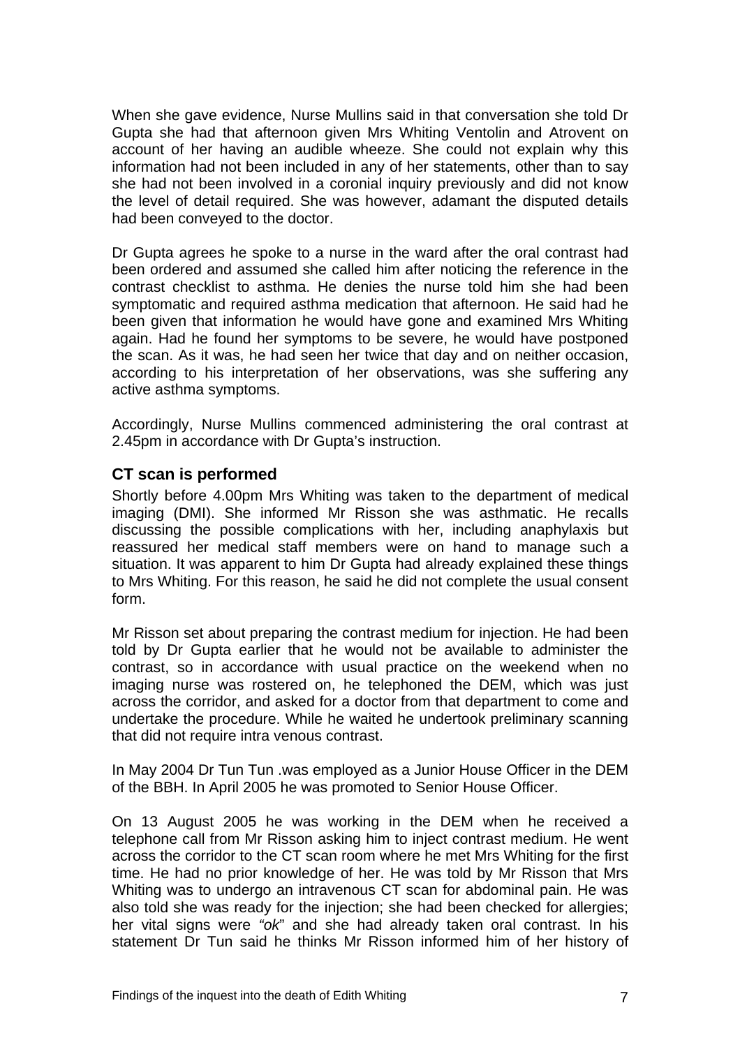When she gave evidence, Nurse Mullins said in that conversation she told Dr Gupta she had that afternoon given Mrs Whiting Ventolin and Atrovent on account of her having an audible wheeze. She could not explain why this information had not been included in any of her statements, other than to say she had not been involved in a coronial inquiry previously and did not know the level of detail required. She was however, adamant the disputed details had been conveyed to the doctor.

Dr Gupta agrees he spoke to a nurse in the ward after the oral contrast had been ordered and assumed she called him after noticing the reference in the contrast checklist to asthma. He denies the nurse told him she had been symptomatic and required asthma medication that afternoon. He said had he been given that information he would have gone and examined Mrs Whiting again. Had he found her symptoms to be severe, he would have postponed the scan. As it was, he had seen her twice that day and on neither occasion, according to his interpretation of her observations, was she suffering any active asthma symptoms.

Accordingly, Nurse Mullins commenced administering the oral contrast at 2.45pm in accordance with Dr Gupta's instruction.

### CT scan is performed

Shortly before 4.00pm Mrs Whiting was taken to the department of medical imaging (DMI). She informed Mr Risson she was asthmatic. He recalls discussing the possible complications with her, including anaphylaxis but reassured her medical staff members were on hand to manage such a situation. It was apparent to him Dr Gupta had already explained these things to Mrs Whiting. For this reason, he said he did not complete the usual consent form.

Mr Risson set about preparing the contrast medium for injection. He had been told by Dr Gupta earlier that he would not be available to administer the contrast, so in accordance with usual practice on the weekend when no imaging nurse was rostered on, he telephoned the DEM, which was just across the corridor, and asked for a doctor from that department to come and undertake the procedure. While he waited he undertook preliminary scanning that did not require intra venous contrast.

In May 2004 Dr Tun Tun .was employed as a Junior House Officer in the DEM of the BBH. In April 2005 he was promoted to Senior House Officer.

On 13 August 2005 he was working in the DEM when he received a telephone call from Mr Risson asking him to inject contrast medium. He went across the corridor to the CT scan room where he met Mrs Whiting for the first time. He had no prior knowledge of her. He was told by Mr Risson that Mrs Whiting was to undergo an intravenous CT scan for abdominal pain. He was also told she was ready for the injection; she had been checked for allergies; her vital signs were *"ok"* and she had already taken oral contrast. In his statement Dr Tun said he thinks Mr Risson informed him of her history of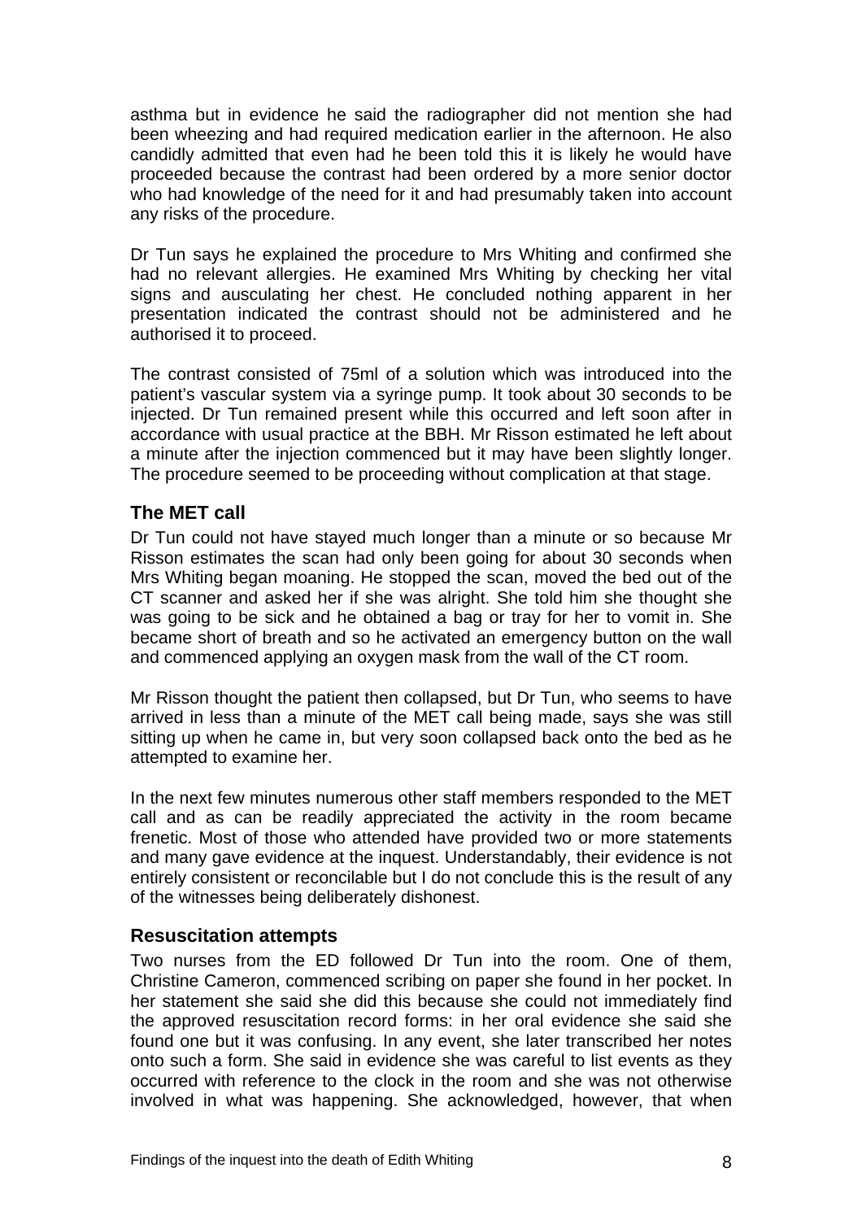asthma but in evidence he said the radiographer did not mention she had been wheezing and had required medication earlier in the afternoon. He also candidly admitted that even had he been told this it is likely he would have proceeded because the contrast had been ordered by a more senior doctor who had knowledge of the need for it and had presumably taken into account any risks of the procedure.

Dr Tun says he explained the procedure to Mrs Whiting and confirmed she had no relevant allergies. He examined Mrs Whiting by checking her vital signs and ausculating her chest. He concluded nothing apparent in her presentation indicated the contrast should not be administered and he authorised it to proceed.

The contrast consisted of 75ml of a solution which was introduced into the patient's vascular system via a syringe pump. It took about 30 seconds to be injected. Dr Tun remained present while this occurred and left soon after in accordance with usual practice at the BBH. Mr Risson estimated he left about a minute after the injection commenced but it may have been slightly longer. The procedure seemed to be proceeding without complication at that stage.

### The MET call

Dr Tun could not have stayed much longer than a minute or so because Mr Risson estimates the scan had only been going for about 30 seconds when Mrs Whiting began moaning. He stopped the scan, moved the bed out of the CT scanner and asked her if she was alright. She told him she thought she was going to be sick and he obtained a bag or tray for her to vomit in. She became short of breath and so he activated an emergency button on the wall and commenced applying an oxygen mask from the wall of the CT room.

Mr Risson thought the patient then collapsed, but Dr Tun, who seems to have arrived in less than a minute of the MET call being made, says she was still sitting up when he came in, but very soon collapsed back onto the bed as he attempted to examine her.

In the next few minutes numerous other staff members responded to the MET call and as can be readily appreciated the activity in the room became frenetic. Most of those who attended have provided two or more statements and many gave evidence at the inquest. Understandably, their evidence is not entirely consistent or reconcilable but I do not conclude this is the result of any of the witnesses being deliberately dishonest.

### Resuscitation attempts

Two nurses from the ED followed Dr Tun into the room. One of them, Christine Cameron, commenced scribing on paper she found in her pocket. In her statement she said she did this because she could not immediately find the approved resuscitation record forms: in her oral evidence she said she found one but it was confusing. In any event, she later transcribed her notes onto such a form. She said in evidence she was careful to list events as they occurred with reference to the clock in the room and she was not otherwise involved in what was happening. She acknowledged, however, that when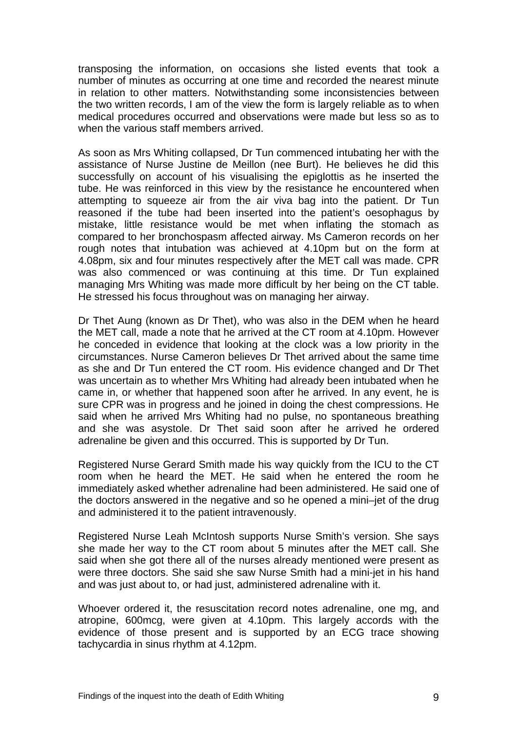transposing the information, on occasions she listed events that took a number of minutes as occurring at one time and recorded the nearest minute in relation to other matters. Notwithstanding some inconsistencies between the two written records, I am of the view the form is largely reliable as to when medical procedures occurred and observations were made but less so as to when the various staff members arrived.

As soon as Mrs Whiting collapsed, Dr Tun commenced intubating her with the assistance of Nurse Justine de Meillon (nee Burt). He believes he did this successfully on account of his visualising the epiglottis as he inserted the tube. He was reinforced in this view by the resistance he encountered when attempting to squeeze air from the air viva bag into the patient. Dr Tun reasoned if the tube had been inserted into the patient's oesophagus by mistake, little resistance would be met when inflating the stomach as compared to her bronchospasm affected airway. Ms Cameron records on her rough notes that intubation was achieved at 4.10pm but on the form at 4.08pm, six and four minutes respectively after the MET call was made. CPR was also commenced or was continuing at this time. Dr Tun explained managing Mrs Whiting was made more difficult by her being on the CT table. He stressed his focus throughout was on managing her airway.

Dr Thet Aung (known as Dr Thet), who was also in the DEM when he heard the MET call, made a note that he arrived at the CT room at 4.10pm. However he conceded in evidence that looking at the clock was a low priority in the circumstances. Nurse Cameron believes Dr Thet arrived about the same time as she and Dr Tun entered the CT room. His evidence changed and Dr Thet was uncertain as to whether Mrs Whiting had already been intubated when he came in, or whether that happened soon after he arrived. In any event, he is sure CPR was in progress and he joined in doing the chest compressions. He said when he arrived Mrs Whiting had no pulse, no spontaneous breathing and she was asystole. Dr Thet said soon after he arrived he ordered adrenaline be given and this occurred. This is supported by Dr Tun.

Registered Nurse Gerard Smith made his way quickly from the ICU to the CT room when he heard the MET. He said when he entered the room he immediately asked whether adrenaline had been administered. He said one of the doctors answered in the negative and so he opened a mini–jet of the drug and administered it to the patient intravenously.

Registered Nurse Leah McIntosh supports Nurse Smith's version. She says she made her way to the CT room about 5 minutes after the MET call. She said when she got there all of the nurses already mentioned were present as were three doctors. She said she saw Nurse Smith had a mini-jet in his hand and was just about to, or had just, administered adrenaline with it.

Whoever ordered it, the resuscitation record notes adrenaline, one mg, and atropine, 600mcg, were given at 4.10pm. This largely accords with the evidence of those present and is supported by an ECG trace showing tachycardia in sinus rhythm at 4.12pm.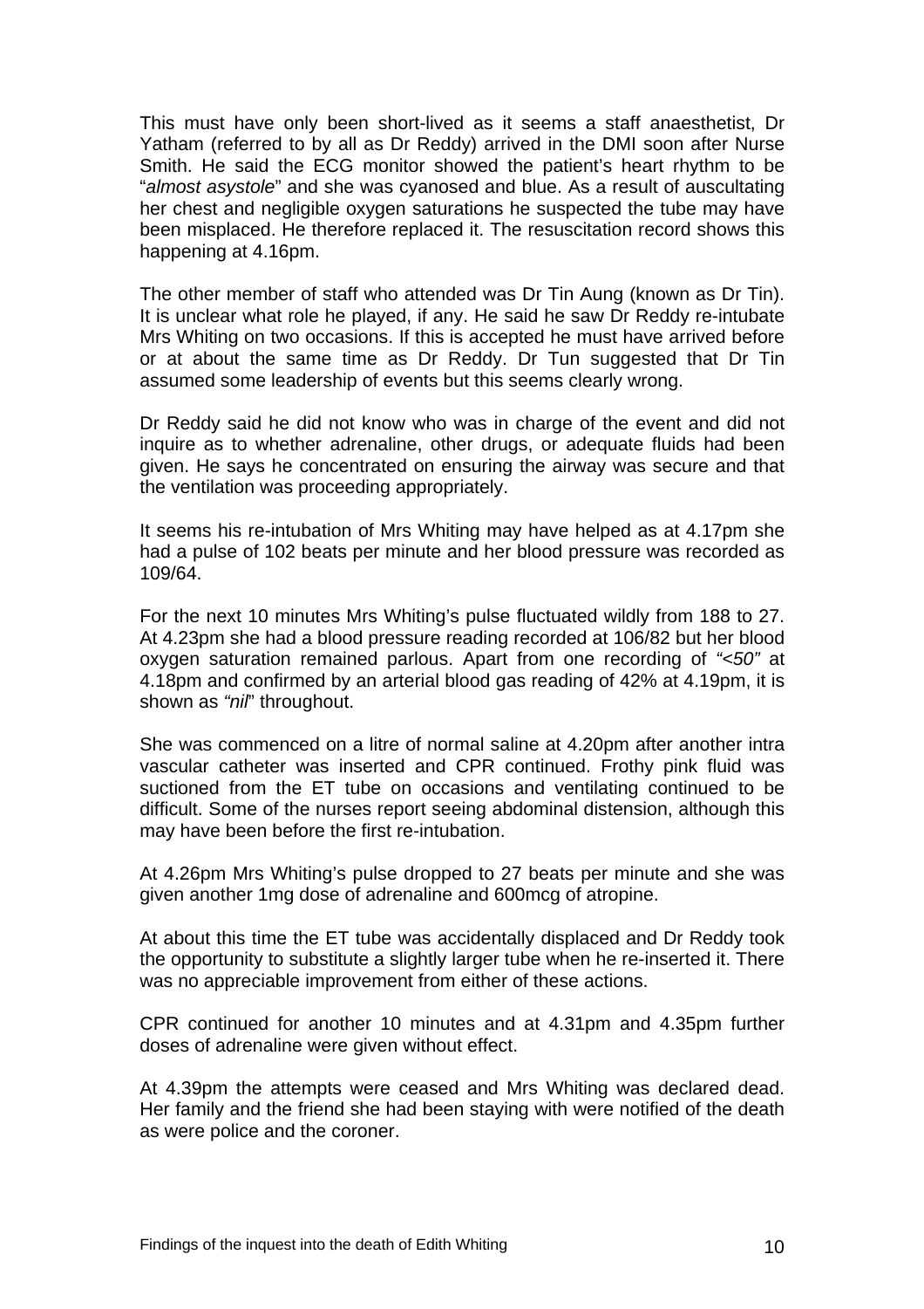This must have only been short-lived as it seems a staff anaesthetist, Dr Yatham (referred to by all as Dr Reddy) arrived in the DMI soon after Nurse Smith. He said the ECG monitor showed the patient's heart rhythm to be "*almost asystole*" and she was cyanosed and blue. As a result of auscultating her chest and negligible oxygen saturations he suspected the tube may have been misplaced. He therefore replaced it. The resuscitation record shows this happening at 4.16pm.

The other member of staff who attended was Dr Tin Aung (known as Dr Tin). It is unclear what role he played, if any. He said he saw Dr Reddy re-intubate Mrs Whiting on two occasions. If this is accepted he must have arrived before or at about the same time as Dr Reddy. Dr Tun suggested that Dr Tin assumed some leadership of events but this seems clearly wrong.

Dr Reddy said he did not know who was in charge of the event and did not inquire as to whether adrenaline, other drugs, or adequate fluids had been given. He says he concentrated on ensuring the airway was secure and that the ventilation was proceeding appropriately.

It seems his re-intubation of Mrs Whiting may have helped as at 4.17pm she had a pulse of 102 beats per minute and her blood pressure was recorded as 109/64.

For the next 10 minutes Mrs Whiting's pulse fluctuated wildly from 188 to 27. At 4.23pm she had a blood pressure reading recorded at 106/82 but her blood oxygen saturation remained parlous. Apart from one recording of *"<50"* at 4.18pm and confirmed by an arterial blood gas reading of 42% at 4.19pm, it is shown as *"nil"* throughout.

She was commenced on a litre of normal saline at 4.20pm after another intra vascular catheter was inserted and CPR continued. Frothy pink fluid was suctioned from the ET tube on occasions and ventilating continued to be difficult. Some of the nurses report seeing abdominal distension, although this may have been before the first re-intubation.

At 4.26pm Mrs Whiting's pulse dropped to 27 beats per minute and she was given another 1mg dose of adrenaline and 600mcg of atropine.

At about this time the ET tube was accidentally displaced and Dr Reddy took the opportunity to substitute a slightly larger tube when he re-inserted it. There was no appreciable improvement from either of these actions.

CPR continued for another 10 minutes and at 4.31pm and 4.35pm further doses of adrenaline were given without effect.

At 4.39pm the attempts were ceased and Mrs Whiting was declared dead. Her family and the friend she had been staying with were notified of the death as were police and the coroner.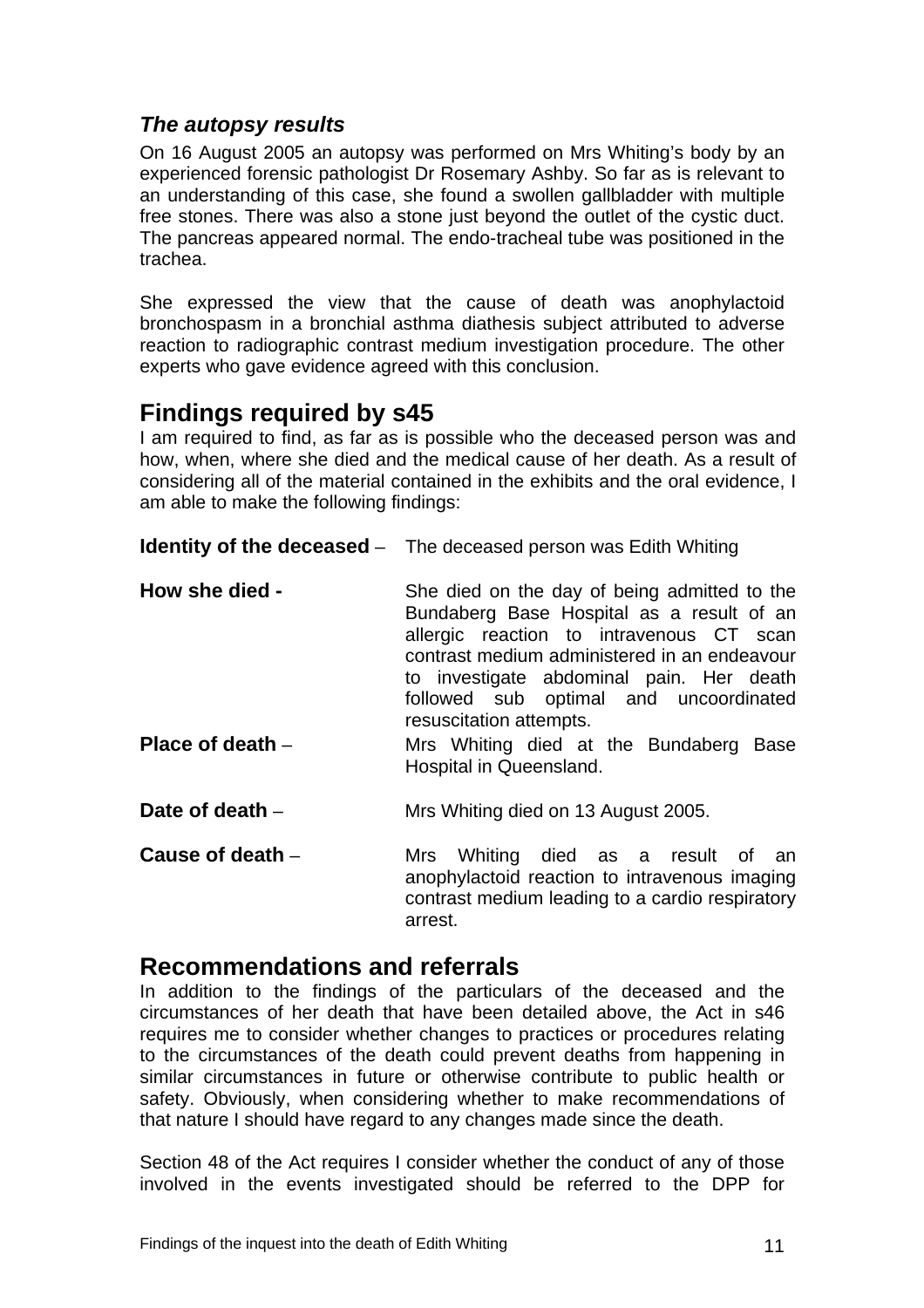### *The autopsy results*

On 16 August 2005 an autopsy was performed on Mrs Whiting's body by an experienced forensic pathologist Dr Rosemary Ashby. So far as is relevant to an understanding of this case, she found a swollen gallbladder with multiple free stones. There was also a stone just beyond the outlet of the cystic duct. The pancreas appeared normal. The endo-tracheal tube was positioned in the trachea.

She expressed the view that the cause of death was anophylactoid bronchospasm in a bronchial asthma diathesis subject attributed to adverse reaction to radiographic contrast medium investigation procedure. The other experts who gave evidence agreed with this conclusion.

## Findings required by s45

I am required to find, as far as is possible who the deceased person was and how, when, where she died and the medical cause of her death. As a result of considering all of the material contained in the exhibits and the oral evidence, I am able to make the following findings:

**Identity of the deceased** – The deceased person was Edith Whiting

**How she died -** She died on the day of being admitted to the Bundaberg Base Hospital as a result of an allergic reaction to intravenous CT scan contrast medium administered in an endeavour to investigate abdominal pain. Her death followed sub optimal and uncoordinated resuscitation attempts.

**Place of death** – Mrs Whiting died at the Bundaberg Base Hospital in Queensland.

**Date of death** – Mrs Whiting died on 13 August 2005.

**Cause of death** – Mrs Whiting died as a result of an anophylactoid reaction to intravenous imaging contrast medium leading to a cardio respiratory arrest.

## Recommendations and referrals

In addition to the findings of the particulars of the deceased and the circumstances of her death that have been detailed above, the Act in s46 requires me to consider whether changes to practices or procedures relating to the circumstances of the death could prevent deaths from happening in similar circumstances in future or otherwise contribute to public health or safety. Obviously, when considering whether to make recommendations of that nature I should have regard to any changes made since the death.

Section 48 of the Act requires I consider whether the conduct of any of those involved in the events investigated should be referred to the DPP for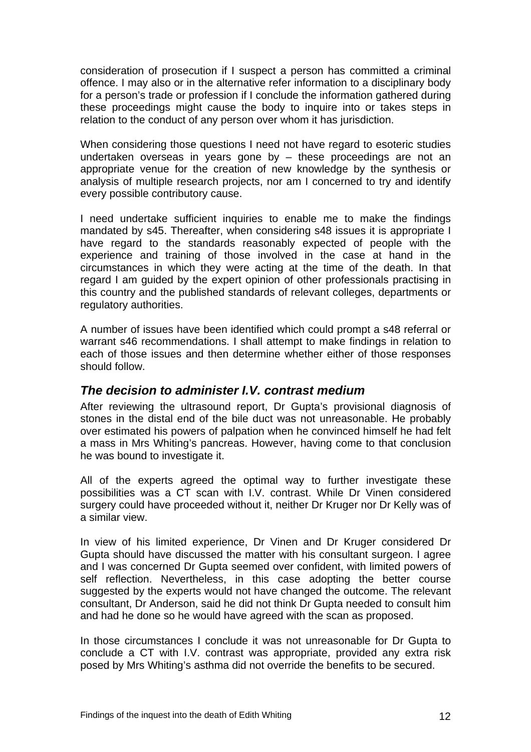consideration of prosecution if I suspect a person has committed a criminal offence. I may also or in the alternative refer information to a disciplinary body for a person's trade or profession if I conclude the information gathered during these proceedings might cause the body to inquire into or takes steps in relation to the conduct of any person over whom it has jurisdiction.

When considering those questions I need not have regard to esoteric studies undertaken overseas in years gone by – these proceedings are not an appropriate venue for the creation of new knowledge by the synthesis or analysis of multiple research projects, nor am I concerned to try and identify every possible contributory cause.

I need undertake sufficient inquiries to enable me to make the findings mandated by s45. Thereafter, when considering s48 issues it is appropriate I have regard to the standards reasonably expected of people with the experience and training of those involved in the case at hand in the circumstances in which they were acting at the time of the death. In that regard I am guided by the expert opinion of other professionals practising in this country and the published standards of relevant colleges, departments or regulatory authorities.

A number of issues have been identified which could prompt a s48 referral or warrant s46 recommendations. I shall attempt to make findings in relation to each of those issues and then determine whether either of those responses should follow.

## *The decision to administer I.V. contrast medium*

After reviewing the ultrasound report, Dr Gupta's provisional diagnosis of stones in the distal end of the bile duct was not unreasonable. He probably over estimated his powers of palpation when he convinced himself he had felt a mass in Mrs Whiting's pancreas. However, having come to that conclusion he was bound to investigate it.

All of the experts agreed the optimal way to further investigate these possibilities was a CT scan with I.V. contrast. While Dr Vinen considered surgery could have proceeded without it, neither Dr Kruger nor Dr Kelly was of a similar view.

In view of his limited experience, Dr Vinen and Dr Kruger considered Dr Gupta should have discussed the matter with his consultant surgeon. I agree and I was concerned Dr Gupta seemed over confident, with limited powers of self reflection. Nevertheless, in this case adopting the better course suggested by the experts would not have changed the outcome. The relevant consultant, Dr Anderson, said he did not think Dr Gupta needed to consult him and had he done so he would have agreed with the scan as proposed.

In those circumstances I conclude it was not unreasonable for Dr Gupta to conclude a CT with I.V. contrast was appropriate, provided any extra risk posed by Mrs Whiting's asthma did not override the benefits to be secured.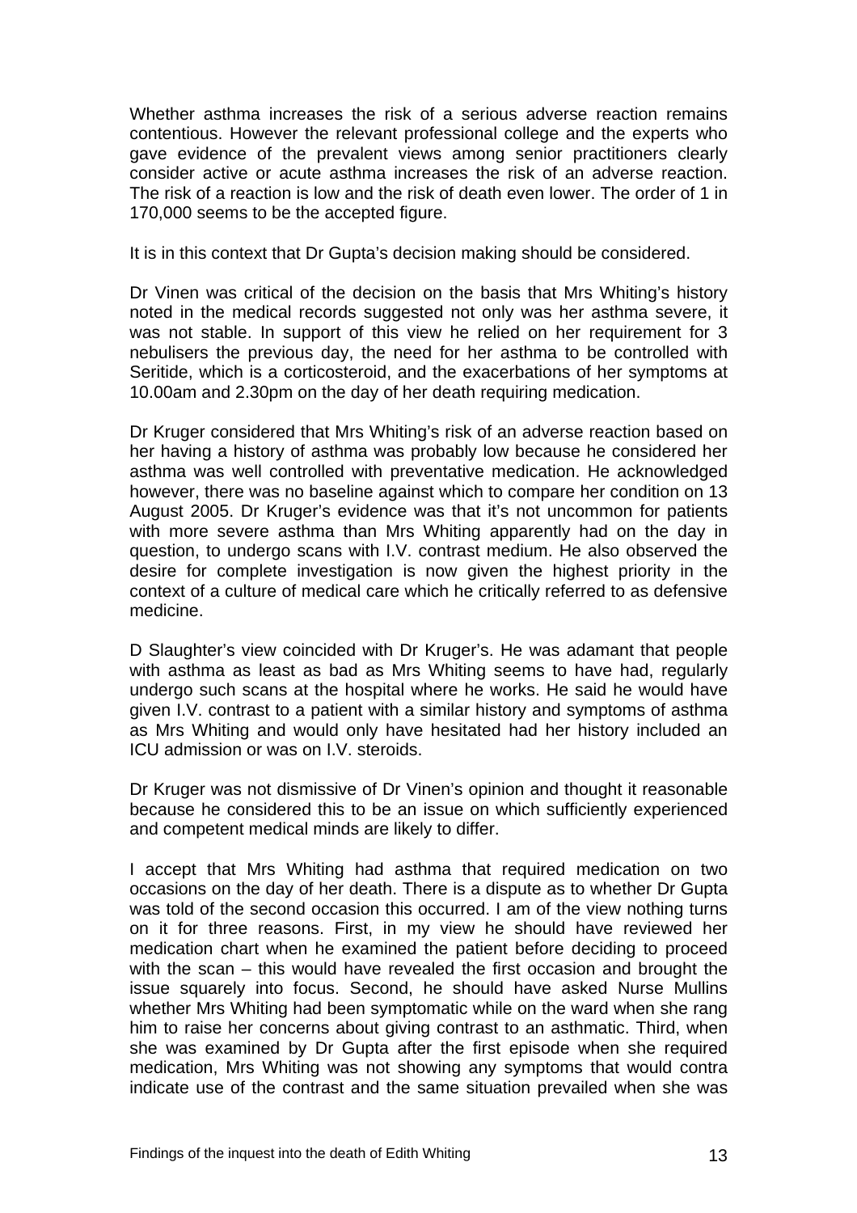Whether asthma increases the risk of a serious adverse reaction remains contentious. However the relevant professional college and the experts who gave evidence of the prevalent views among senior practitioners clearly consider active or acute asthma increases the risk of an adverse reaction. The risk of a reaction is low and the risk of death even lower. The order of 1 in 170,000 seems to be the accepted figure.

It is in this context that Dr Gupta's decision making should be considered.

Dr Vinen was critical of the decision on the basis that Mrs Whiting's history noted in the medical records suggested not only was her asthma severe, it was not stable. In support of this view he relied on her requirement for 3 nebulisers the previous day, the need for her asthma to be controlled with Seritide, which is a corticosteroid, and the exacerbations of her symptoms at 10.00am and 2.30pm on the day of her death requiring medication.

Dr Kruger considered that Mrs Whiting's risk of an adverse reaction based on her having a history of asthma was probably low because he considered her asthma was well controlled with preventative medication. He acknowledged however, there was no baseline against which to compare her condition on 13 August 2005. Dr Kruger's evidence was that it's not uncommon for patients with more severe asthma than Mrs Whiting apparently had on the day in question, to undergo scans with I.V. contrast medium. He also observed the desire for complete investigation is now given the highest priority in the context of a culture of medical care which he critically referred to as defensive medicine.

D Slaughter's view coincided with Dr Kruger's. He was adamant that people with asthma as least as bad as Mrs Whiting seems to have had, regularly undergo such scans at the hospital where he works. He said he would have given I.V. contrast to a patient with a similar history and symptoms of asthma as Mrs Whiting and would only have hesitated had her history included an ICU admission or was on I.V. steroids.

Dr Kruger was not dismissive of Dr Vinen's opinion and thought it reasonable because he considered this to be an issue on which sufficiently experienced and competent medical minds are likely to differ.

I accept that Mrs Whiting had asthma that required medication on two occasions on the day of her death. There is a dispute as to whether Dr Gupta was told of the second occasion this occurred. I am of the view nothing turns on it for three reasons. First, in my view he should have reviewed her medication chart when he examined the patient before deciding to proceed with the scan – this would have revealed the first occasion and brought the issue squarely into focus. Second, he should have asked Nurse Mullins whether Mrs Whiting had been symptomatic while on the ward when she rang him to raise her concerns about giving contrast to an asthmatic. Third, when she was examined by Dr Gupta after the first episode when she required medication, Mrs Whiting was not showing any symptoms that would contra indicate use of the contrast and the same situation prevailed when she was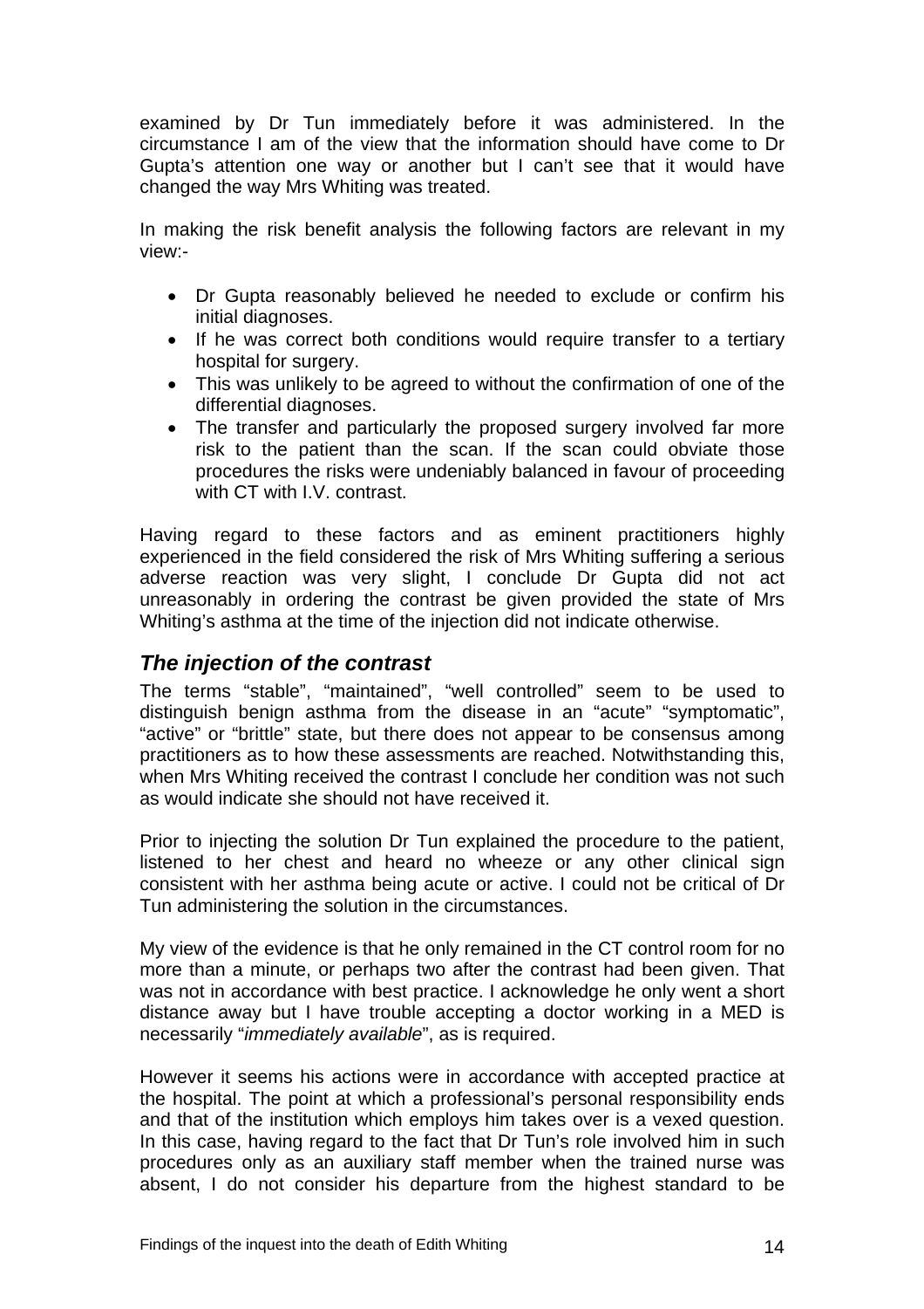examined by Dr Tun immediately before it was administered. In the circumstance I am of the view that the information should have come to Dr Gupta's attention one way or another but I can't see that it would have changed the way Mrs Whiting was treated.

In making the risk benefit analysis the following factors are relevant in my view:-

- Dr Gupta reasonably believed he needed to exclude or confirm his initial diagnoses.
- If he was correct both conditions would require transfer to a tertiary hospital for surgery.
- This was unlikely to be agreed to without the confirmation of one of the differential diagnoses.
- The transfer and particularly the proposed surgery involved far more risk to the patient than the scan. If the scan could obviate those procedures the risks were undeniably balanced in favour of proceeding with CT with I.V. contrast.

Having regard to these factors and as eminent practitioners highly experienced in the field considered the risk of Mrs Whiting suffering a serious adverse reaction was very slight, I conclude Dr Gupta did not act unreasonably in ordering the contrast be given provided the state of Mrs Whiting's asthma at the time of the injection did not indicate otherwise.

## *The injection of the contrast*

The terms "stable", "maintained", "well controlled" seem to be used to distinguish benign asthma from the disease in an "acute" "symptomatic", "active" or "brittle" state, but there does not appear to be consensus among practitioners as to how these assessments are reached. Notwithstanding this, when Mrs Whiting received the contrast I conclude her condition was not such as would indicate she should not have received it.

Prior to injecting the solution Dr Tun explained the procedure to the patient, listened to her chest and heard no wheeze or any other clinical sign consistent with her asthma being acute or active. I could not be critical of Dr Tun administering the solution in the circumstances.

My view of the evidence is that he only remained in the CT control room for no more than a minute, or perhaps two after the contrast had been given. That was not in accordance with best practice. I acknowledge he only went a short distance away but I have trouble accepting a doctor working in a MED is necessarily "*immediately available*", as is required.

However it seems his actions were in accordance with accepted practice at the hospital. The point at which a professional's personal responsibility ends and that of the institution which employs him takes over is a vexed question. In this case, having regard to the fact that Dr Tun's role involved him in such procedures only as an auxiliary staff member when the trained nurse was absent, I do not consider his departure from the highest standard to be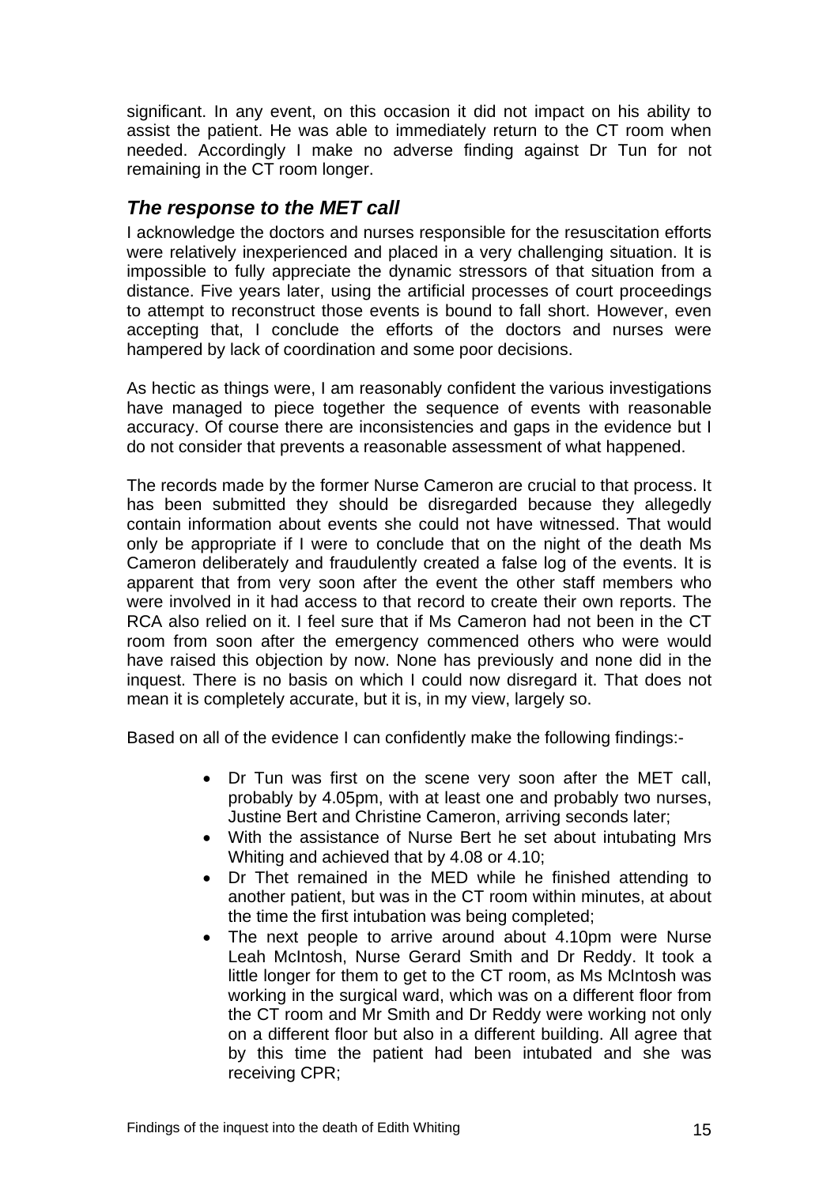significant. In any event, on this occasion it did not impact on his ability to assist the patient. He was able to immediately return to the CT room when needed. Accordingly I make no adverse finding against Dr Tun for not remaining in the CT room longer.

### *The response to the MET call*

I acknowledge the doctors and nurses responsible for the resuscitation efforts were relatively inexperienced and placed in a very challenging situation. It is impossible to fully appreciate the dynamic stressors of that situation from a distance. Five years later, using the artificial processes of court proceedings to attempt to reconstruct those events is bound to fall short. However, even accepting that, I conclude the efforts of the doctors and nurses were hampered by lack of coordination and some poor decisions.

As hectic as things were, I am reasonably confident the various investigations have managed to piece together the sequence of events with reasonable accuracy. Of course there are inconsistencies and gaps in the evidence but I do not consider that prevents a reasonable assessment of what happened.

The records made by the former Nurse Cameron are crucial to that process. It has been submitted they should be disregarded because they allegedly contain information about events she could not have witnessed. That would only be appropriate if I were to conclude that on the night of the death Ms Cameron deliberately and fraudulently created a false log of the events. It is apparent that from very soon after the event the other staff members who were involved in it had access to that record to create their own reports. The RCA also relied on it. I feel sure that if Ms Cameron had not been in the CT room from soon after the emergency commenced others who were would have raised this objection by now. None has previously and none did in the inquest. There is no basis on which I could now disregard it. That does not mean it is completely accurate, but it is, in my view, largely so.

Based on all of the evidence I can confidently make the following findings:-

- Dr Tun was first on the scene very soon after the MET call, probably by 4.05pm, with at least one and probably two nurses, Justine Bert and Christine Cameron, arriving seconds later;
- With the assistance of Nurse Bert he set about intubating Mrs Whiting and achieved that by 4.08 or 4.10;
- Dr Thet remained in the MED while he finished attending to another patient, but was in the CT room within minutes, at about the time the first intubation was being completed;
- The next people to arrive around about 4.10pm were Nurse Leah McIntosh, Nurse Gerard Smith and Dr Reddy. It took a little longer for them to get to the CT room, as Ms McIntosh was working in the surgical ward, which was on a different floor from the CT room and Mr Smith and Dr Reddy were working not only on a different floor but also in a different building. All agree that by this time the patient had been intubated and she was receiving CPR;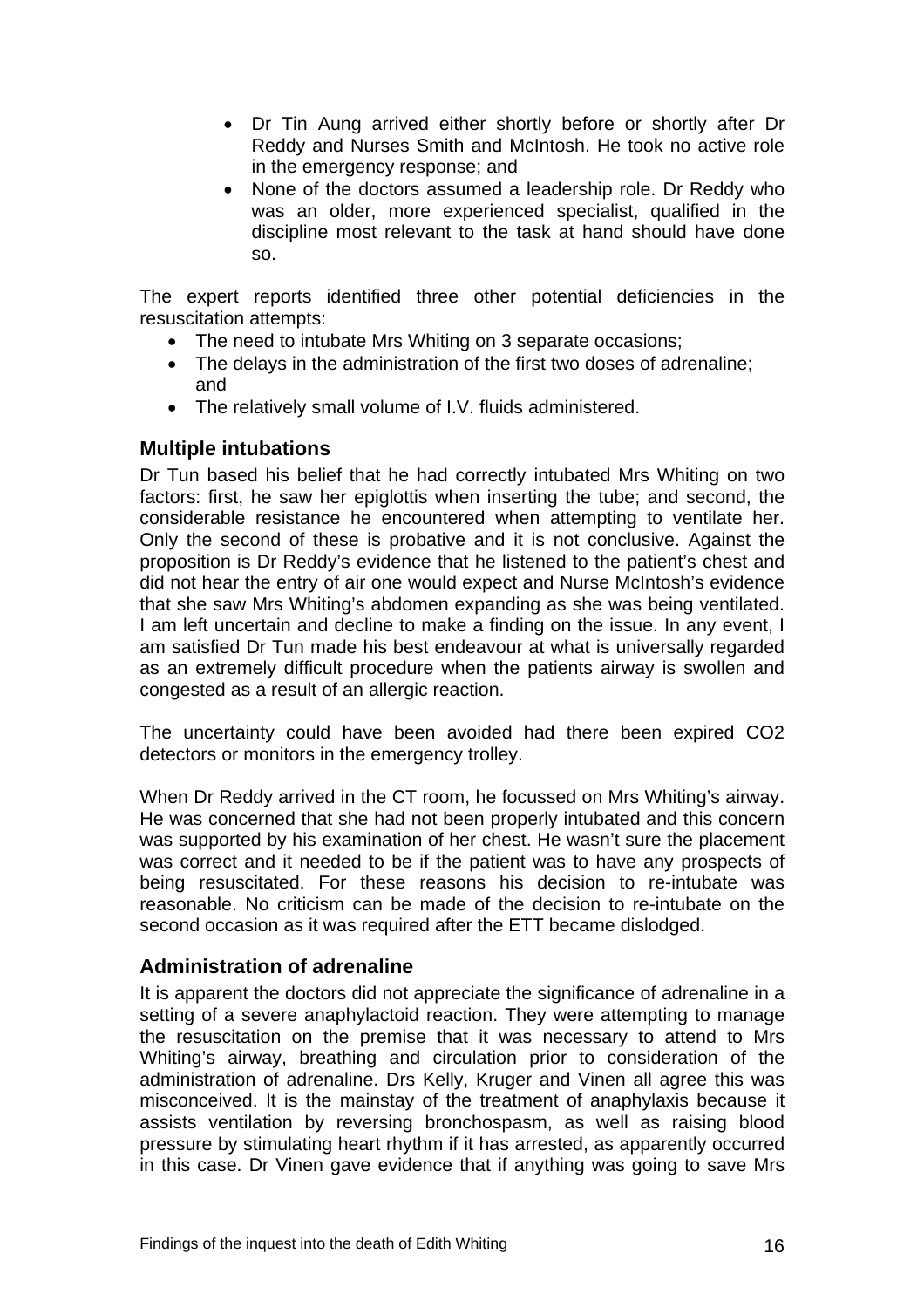- Dr Tin Aung arrived either shortly before or shortly after Dr Reddy and Nurses Smith and McIntosh. He took no active role in the emergency response; and
- None of the doctors assumed a leadership role. Dr Reddy who was an older, more experienced specialist, qualified in the discipline most relevant to the task at hand should have done so.

The expert reports identified three other potential deficiencies in the resuscitation attempts:

- The need to intubate Mrs Whiting on 3 separate occasions;
- The delays in the administration of the first two doses of adrenaline; and
- The relatively small volume of I.V. fluids administered.

### Multiple intubations

Dr Tun based his belief that he had correctly intubated Mrs Whiting on two factors: first, he saw her epiglottis when inserting the tube; and second, the considerable resistance he encountered when attempting to ventilate her. Only the second of these is probative and it is not conclusive. Against the proposition is Dr Reddy's evidence that he listened to the patient's chest and did not hear the entry of air one would expect and Nurse McIntosh's evidence that she saw Mrs Whiting's abdomen expanding as she was being ventilated. I am left uncertain and decline to make a finding on the issue. In any event, I am satisfied Dr Tun made his best endeavour at what is universally regarded as an extremely difficult procedure when the patients airway is swollen and congested as a result of an allergic reaction.

The uncertainty could have been avoided had there been expired CO2 detectors or monitors in the emergency trolley.

When Dr Reddy arrived in the CT room, he focussed on Mrs Whiting's airway. He was concerned that she had not been properly intubated and this concern was supported by his examination of her chest. He wasn't sure the placement was correct and it needed to be if the patient was to have any prospects of being resuscitated. For these reasons his decision to re-intubate was reasonable. No criticism can be made of the decision to re-intubate on the second occasion as it was required after the ETT became dislodged.

### Administration of adrenaline

It is apparent the doctors did not appreciate the significance of adrenaline in a setting of a severe anaphylactoid reaction. They were attempting to manage the resuscitation on the premise that it was necessary to attend to Mrs Whiting's airway, breathing and circulation prior to consideration of the administration of adrenaline. Drs Kelly, Kruger and Vinen all agree this was misconceived. It is the mainstay of the treatment of anaphylaxis because it assists ventilation by reversing bronchospasm, as well as raising blood pressure by stimulating heart rhythm if it has arrested, as apparently occurred in this case. Dr Vinen gave evidence that if anything was going to save Mrs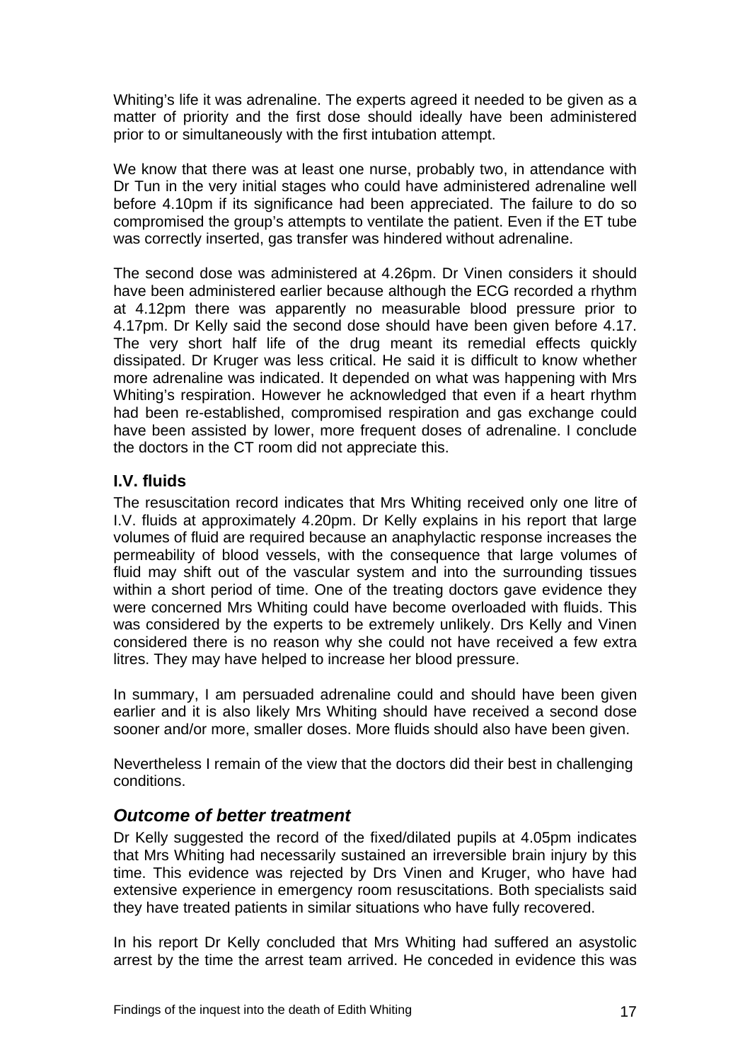Whiting's life it was adrenaline. The experts agreed it needed to be given as a matter of priority and the first dose should ideally have been administered prior to or simultaneously with the first intubation attempt.

We know that there was at least one nurse, probably two, in attendance with Dr Tun in the very initial stages who could have administered adrenaline well before 4.10pm if its significance had been appreciated. The failure to do so compromised the group's attempts to ventilate the patient. Even if the ET tube was correctly inserted, gas transfer was hindered without adrenaline.

The second dose was administered at 4.26pm. Dr Vinen considers it should have been administered earlier because although the ECG recorded a rhythm at 4.12pm there was apparently no measurable blood pressure prior to 4.17pm. Dr Kelly said the second dose should have been given before 4.17. The very short half life of the drug meant its remedial effects quickly dissipated. Dr Kruger was less critical. He said it is difficult to know whether more adrenaline was indicated. It depended on what was happening with Mrs Whiting's respiration. However he acknowledged that even if a heart rhythm had been re-established, compromised respiration and gas exchange could have been assisted by lower, more frequent doses of adrenaline. I conclude the doctors in the CT room did not appreciate this.

### I.V. fluids

The resuscitation record indicates that Mrs Whiting received only one litre of I.V. fluids at approximately 4.20pm. Dr Kelly explains in his report that large volumes of fluid are required because an anaphylactic response increases the permeability of blood vessels, with the consequence that large volumes of fluid may shift out of the vascular system and into the surrounding tissues within a short period of time. One of the treating doctors gave evidence they were concerned Mrs Whiting could have become overloaded with fluids. This was considered by the experts to be extremely unlikely. Drs Kelly and Vinen considered there is no reason why she could not have received a few extra litres. They may have helped to increase her blood pressure.

In summary, I am persuaded adrenaline could and should have been given earlier and it is also likely Mrs Whiting should have received a second dose sooner and/or more, smaller doses. More fluids should also have been given.

Nevertheless I remain of the view that the doctors did their best in challenging conditions.

## *Outcome of better treatment*

Dr Kelly suggested the record of the fixed/dilated pupils at 4.05pm indicates that Mrs Whiting had necessarily sustained an irreversible brain injury by this time. This evidence was rejected by Drs Vinen and Kruger, who have had extensive experience in emergency room resuscitations. Both specialists said they have treated patients in similar situations who have fully recovered.

In his report Dr Kelly concluded that Mrs Whiting had suffered an asystolic arrest by the time the arrest team arrived. He conceded in evidence this was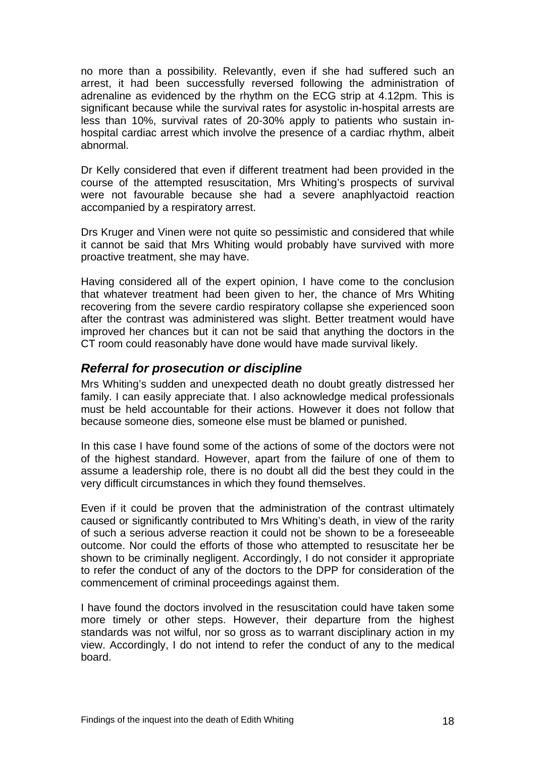no more than a possibility. Relevantly, even if she had suffered such an arrest, it had been successfully reversed following the administration of adrenaline as evidenced by the rhythm on the ECG strip at 4.12pm. This is significant because while the survival rates for asystolic in-hospital arrests are less than 10%, survival rates of 20-30% apply to patients who sustain in-hospital cardiac arrest which involve the presence of a cardiac rhythm, albeit abnormal.

Dr Kelly considered that even if different treatment had been provided in the course of the attempted resuscitation, Mrs Whiting's prospects of survival were not favourable because she had a severe anaphlyactoid reaction accompanied by a respiratory arrest.

Drs Kruger and Vinen were not quite so pessimistic and considered that while it cannot be said that Mrs Whiting would probably have survived with more proactive treatment, she may have.

Having considered all of the expert opinion, I have come to the conclusion that whatever treatment had been given to her, the chance of Mrs Whiting recovering from the severe cardio respiratory collapse she experienced soon after the contrast was administered was slight. Better treatment would have improved her chances but it can not be said that anything the doctors in the CT room could reasonably have done would have made survival likely.

## *Referral for prosecution or discipline*

Mrs Whiting's sudden and unexpected death no doubt greatly distressed her family. I can easily appreciate that. I also acknowledge medical professionals must be held accountable for their actions. However it does not follow that because someone dies, someone else must be blamed or punished.

In this case I have found some of the actions of some of the doctors were not of the highest standard. However, apart from the failure of one of them to assume a leadership role, there is no doubt all did the best they could in the very difficult circumstances in which they found themselves.

Even if it could be proven that the administration of the contrast ultimately caused or significantly contributed to Mrs Whiting's death, in view of the rarity of such a serious adverse reaction it could not be shown to be a foreseeable outcome. Nor could the efforts of those who attempted to resuscitate her be shown to be criminally negligent. Accordingly, I do not consider it appropriate to refer the conduct of any of the doctors to the DPP for consideration of the commencement of criminal proceedings against them.

I have found the doctors involved in the resuscitation could have taken some more timely or other steps. However, their departure from the highest standards was not wilful, nor so gross as to warrant disciplinary action in my view. Accordingly, I do not intend to refer the conduct of any to the medical board.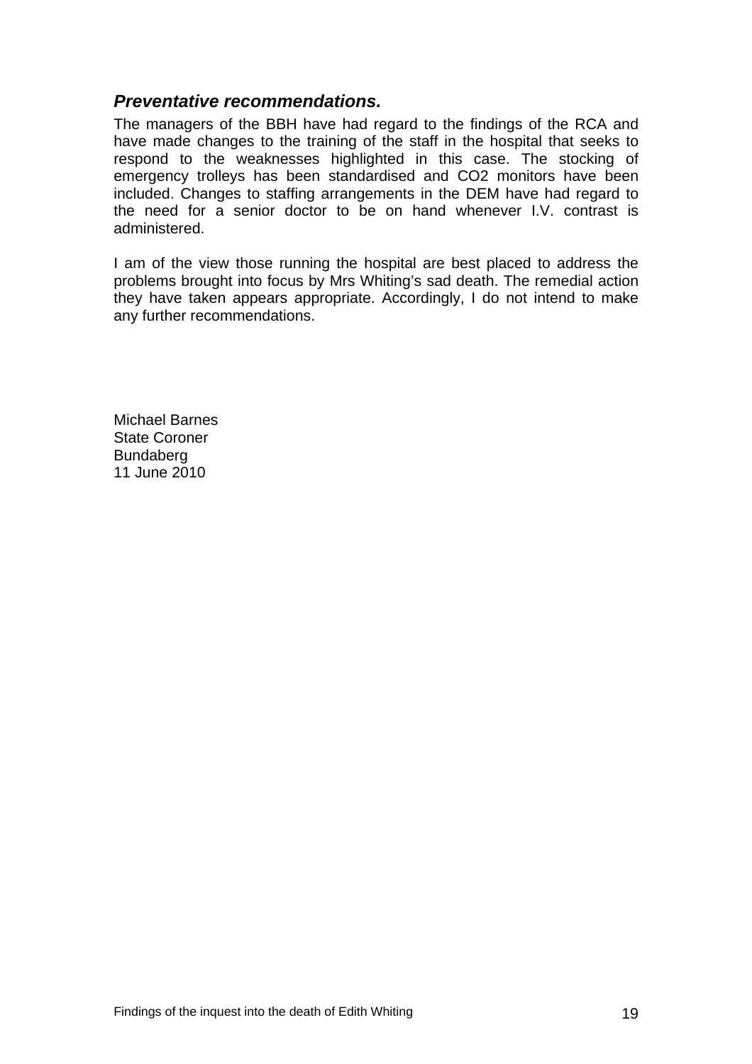### ***Preventative recommendations.***

The managers of the BBH have had regard to the findings of the RCA and have made changes to the training of the staff in the hospital that seeks to respond to the weaknesses highlighted in this case. The stocking of emergency trolleys has been standardised and $CO_2$ monitors have been included. Changes to staffing arrangements in the DEM have had regard to the need for a senior doctor to be on hand whenever I.V. contrast is administered.

I am of the view those running the hospital are best placed to address the problems brought into focus by Mrs Whiting's sad death. The remedial action they have taken appears appropriate. Accordingly, I do not intend to make any further recommendations.

Michael Barnes
State Coroner
Bundaberg
11 June 2010